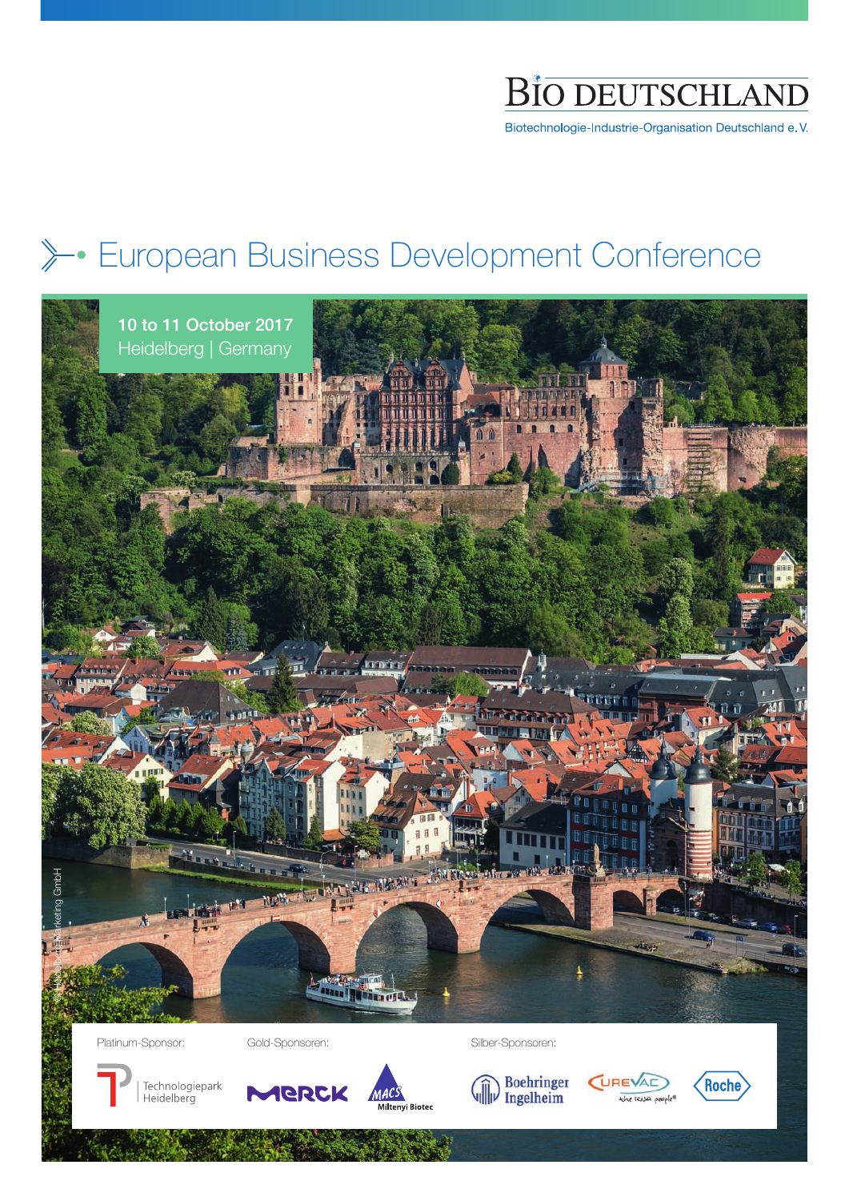BIO DEUTSCHLAND

Biotechnologie-Industrie-Organisation Deutschland e. V.

# European Business Development Conference

**10 to 11 October 2017**
Heidelberg | Germany

© Heidelberg Marketing GmbH

Platinum-Sponsor:

Technologiepark Heidelberg

Gold-Sponsoren:

Merck

Miltenyi Biotec

Silber-Sponsoren:

Boehringer Ingelheim

CureVac

Roche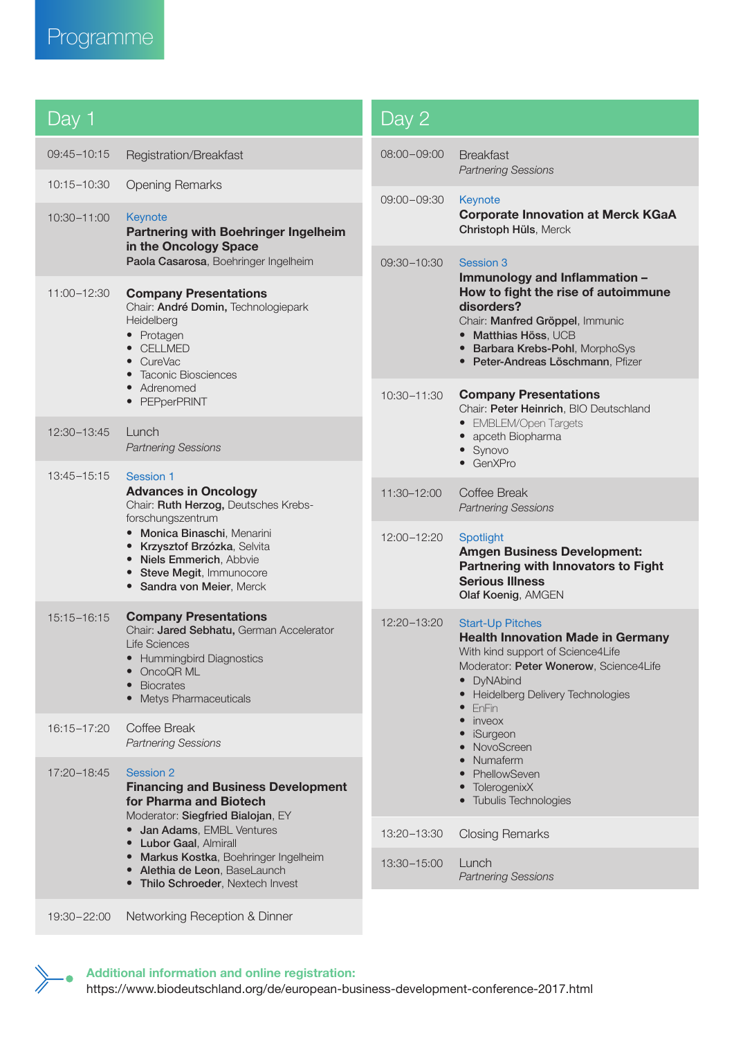# Programme

## Day 1

| | |
|---|---|
| 09:45–10:15 | Registration/Breakfast |
| 10:15–10:30 | Opening Remarks |
| 10:30–11:00 | Keynote<br>**Partnering with Boehringer Ingelheim in the Oncology Space**<br>**Paola Casarosa**, Boehringer Ingelheim |
| 11:00–12:30 | **Company Presentations**<br>Chair: **André Domin,** Technologiepark Heidelberg<br>• Protagen<br>• CELLMED<br>• CureVac<br>• Taconic Biosciences<br>• Adrenomed<br>• PEPperPRINT |
| 12:30–13:45 | Lunch<br>*Partnering Sessions* |
| 13:45–15:15 | Session 1<br>**Advances in Oncology**<br>Chair: **Ruth Herzog,** Deutsches Krebsforschungszentrum<br>• **Monica Binaschi**, Menarini<br>• **Krzysztof Brzózka**, Selvita<br>• **Niels Emmerich**, Abbvie<br>• **Steve Megit**, Immunocore<br>• **Sandra von Meier**, Merck |
| 15:15–16:15 | **Company Presentations**<br>Chair: **Jared Sebhatu,** German Accelerator Life Sciences<br>• Hummingbird Diagnostics<br>• OncoQR ML<br>• Biocrates<br>• Metys Pharmaceuticals |
| 16:15–17:20 | Coffee Break<br>*Partnering Sessions* |
| 17:20–18:45 | Session 2<br>**Financing and Business Development for Pharma and Biotech**<br>Moderator: **Siegfried Bialojan**, EY<br>• **Jan Adams**, EMBL Ventures<br>• **Lubor Gaal**, Almirall<br>• **Markus Kostka**, Boehringer Ingelheim<br>• **Alethia de Leon**, BaseLaunch<br>• **Thilo Schroeder**, Nextech Invest |
| 19:30–22:00 | Networking Reception & Dinner |

## Day 2

| | |
|---|---|
| 08:00–09:00 | Breakfast<br>*Partnering Sessions* |
| 09:00–09:30 | Keynote<br>**Corporate Innovation at Merck KGaA**<br>**Christoph Hüls**, Merck |
| 09:30–10:30 | Session 3<br>**Immunology and Inflammation – How to fight the rise of autoimmune disorders?**<br>Chair: **Manfred Gröppel**, Immunic<br>• **Matthias Höss**, UCB<br>• **Barbara Krebs-Pohl**, MorphoSys<br>• **Peter-Andreas Löschmann**, Pfizer |
| 10:30–11:30 | **Company Presentations**<br>Chair: **Peter Heinrich**, BIO Deutschland<br>• EMBLEM/Open Targets<br>• apceth Biopharma<br>• Synovo<br>• GenXPro |
| 11:30–12:00 | Coffee Break<br>*Partnering Sessions* |
| 12:00–12:20 | Spotlight<br>**Amgen Business Development: Partnering with Innovators to Fight Serious Illness**<br>**Olaf Koenig**, AMGEN |
| 12:20–13:20 | Start-Up Pitches<br>**Health Innovation Made in Germany**<br>With kind support of Science4Life<br>Moderator: **Peter Wonerow**, Science4Life<br>• DyNAbind<br>• Heidelberg Delivery Technologies<br>• EnFin<br>• inveox<br>• iSurgeon<br>• NovoScreen<br>• Numaferm<br>• PhellowSeven<br>• TolerogenixX<br>• Tubulis Technologies |
| 13:20–13:30 | Closing Remarks |
| 13:30–15:00 | Lunch<br>*Partnering Sessions* |

**Additional information and online registration:**
https://www.biodeutschland.org/de/european-business-development-conference-2017.html